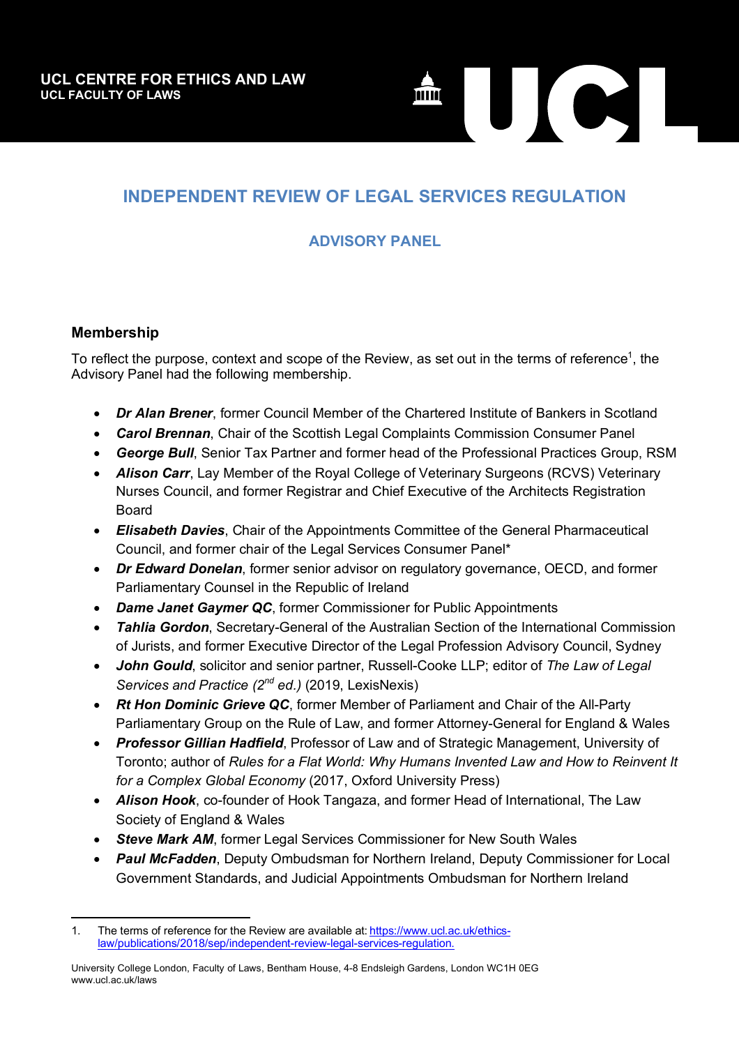UCL CENTRE FOR ETHICS AND LAW
UCL FACULTY OF LAWS

# INDEPENDENT REVIEW OF LEGAL SERVICES REGULATION

## ADVISORY PANEL

### Membership

To reflect the purpose, context and scope of the Review, as set out in the terms of reference[1], the Advisory Panel had the following membership.

- ***Dr Alan Brener***, former Council Member of the Chartered Institute of Bankers in Scotland
- ***Carol Brennan***, Chair of the Scottish Legal Complaints Commission Consumer Panel
- ***George Bull***, Senior Tax Partner and former head of the Professional Practices Group, RSM
- ***Alison Carr***, Lay Member of the Royal College of Veterinary Surgeons (RCVS) Veterinary Nurses Council, and former Registrar and Chief Executive of the Architects Registration Board
- ***Elisabeth Davies***, Chair of the Appointments Committee of the General Pharmaceutical Council, and former chair of the Legal Services Consumer Panel*
- ***Dr Edward Donelan***, former senior advisor on regulatory governance, OECD, and former Parliamentary Counsel in the Republic of Ireland
- ***Dame Janet Gaymer QC***, former Commissioner for Public Appointments
- ***Tahlia Gordon***, Secretary-General of the Australian Section of the International Commission of Jurists, and former Executive Director of the Legal Profession Advisory Council, Sydney
- ***John Gould***, solicitor and senior partner, Russell-Cooke LLP; editor of *The Law of Legal Services and Practice (2nd ed.)* (2019, LexisNexis)
- ***Rt Hon Dominic Grieve QC***, former Member of Parliament and Chair of the All-Party Parliamentary Group on the Rule of Law, and former Attorney-General for England & Wales
- ***Professor Gillian Hadfield***, Professor of Law and of Strategic Management, University of Toronto; author of *Rules for a Flat World: Why Humans Invented Law and How to Reinvent It for a Complex Global Economy* (2017, Oxford University Press)
- ***Alison Hook***, co-founder of Hook Tangaza, and former Head of International, The Law Society of England & Wales
- ***Steve Mark AM***, former Legal Services Commissioner for New South Wales
- ***Paul McFadden***, Deputy Ombudsman for Northern Ireland, Deputy Commissioner for Local Government Standards, and Judicial Appointments Ombudsman for Northern Ireland

---

1. The terms of reference for the Review are available at: https://www.ucl.ac.uk/ethics-law/publications/2018/sep/independent-review-legal-services-regulation.

University College London, Faculty of Laws, Bentham House, 4-8 Endsleigh Gardens, London WC1H 0EG
www.ucl.ac.uk/laws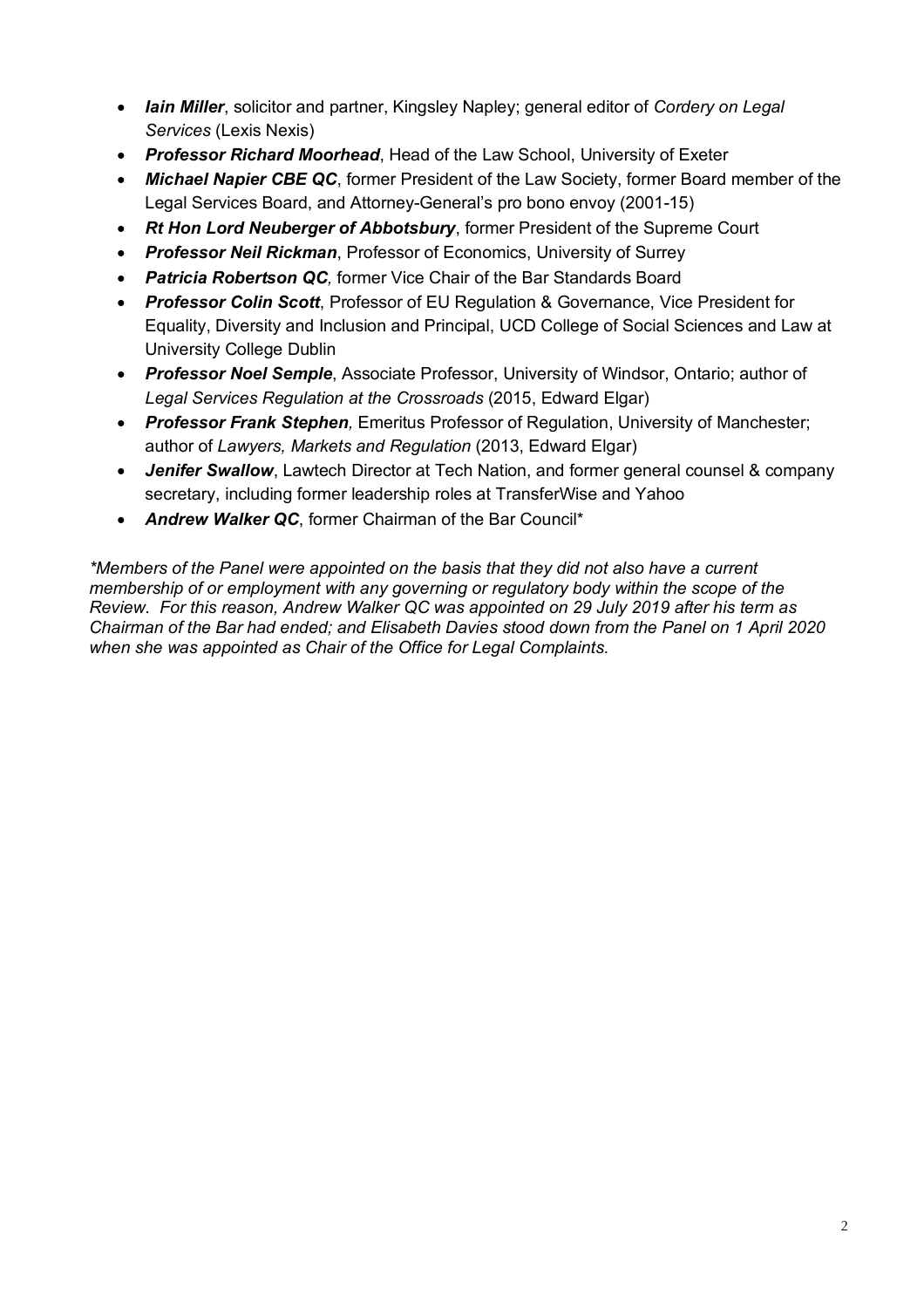- ***Iain Miller***, solicitor and partner, Kingsley Napley; general editor of *Cordery on Legal Services* (Lexis Nexis)
- ***Professor Richard Moorhead***, Head of the Law School, University of Exeter
- ***Michael Napier CBE QC***, former President of the Law Society, former Board member of the Legal Services Board, and Attorney-General's pro bono envoy (2001-15)
- ***Rt Hon Lord Neuberger of Abbotsbury***, former President of the Supreme Court
- ***Professor Neil Rickman***, Professor of Economics, University of Surrey
- ***Patricia Robertson QC***, former Vice Chair of the Bar Standards Board
- ***Professor Colin Scott***, Professor of EU Regulation & Governance, Vice President for Equality, Diversity and Inclusion and Principal, UCD College of Social Sciences and Law at University College Dublin
- ***Professor Noel Semple***, Associate Professor, University of Windsor, Ontario; author of *Legal Services Regulation at the Crossroads* (2015, Edward Elgar)
- ***Professor Frank Stephen***, Emeritus Professor of Regulation, University of Manchester; author of *Lawyers, Markets and Regulation* (2013, Edward Elgar)
- ***Jenifer Swallow***, Lawtech Director at Tech Nation, and former general counsel & company secretary, including former leadership roles at TransferWise and Yahoo
- ***Andrew Walker QC***, former Chairman of the Bar Council*

*\*Members of the Panel were appointed on the basis that they did not also have a current membership of or employment with any governing or regulatory body within the scope of the Review. For this reason, Andrew Walker QC was appointed on 29 July 2019 after his term as Chairman of the Bar had ended; and Elisabeth Davies stood down from the Panel on 1 April 2020 when she was appointed as Chair of the Office for Legal Complaints.*